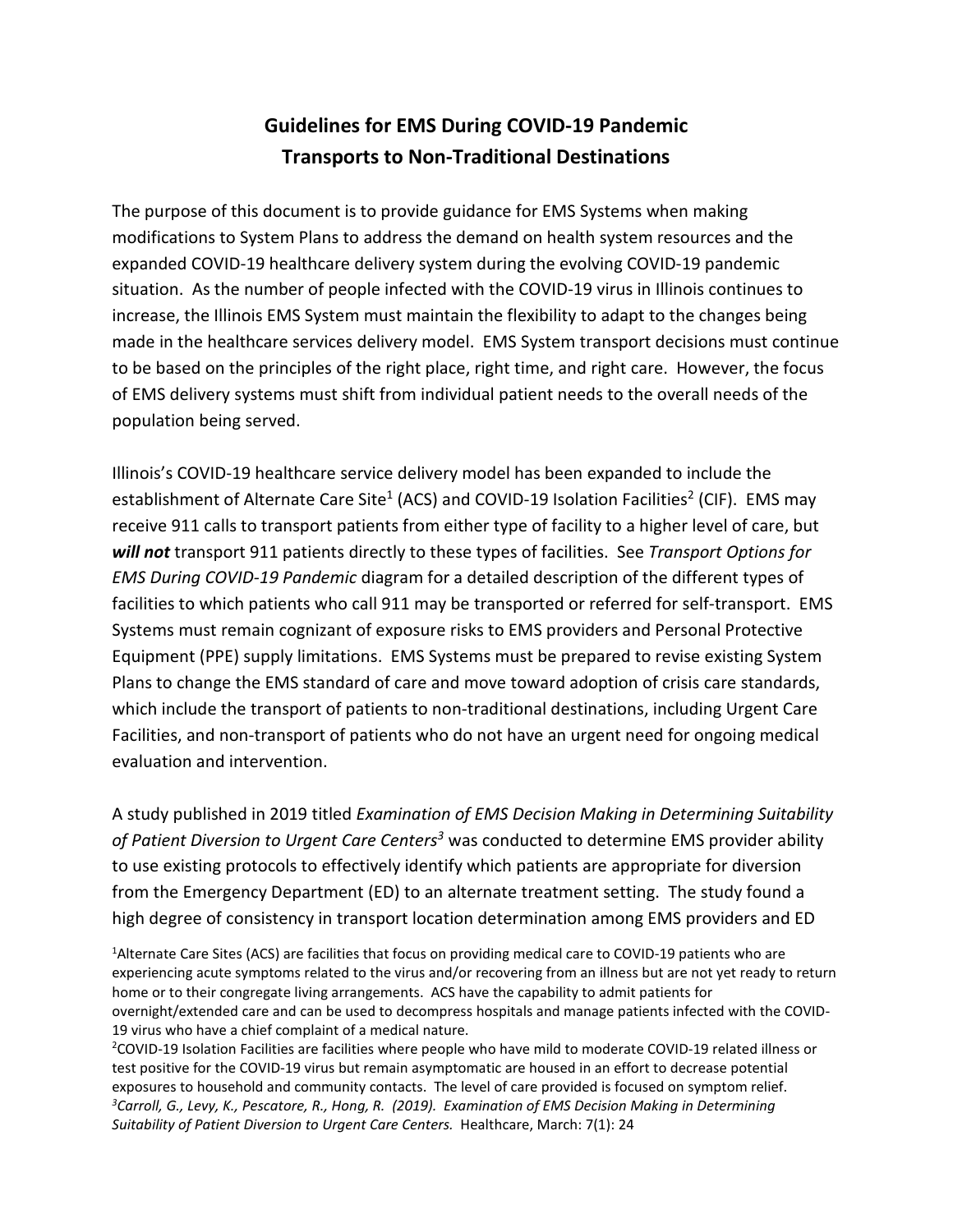# Guidelines for EMS During COVID-19 Pandemic
# Transports to Non-Traditional Destinations

The purpose of this document is to provide guidance for EMS Systems when making modifications to System Plans to address the demand on health system resources and the expanded COVID-19 healthcare delivery system during the evolving COVID-19 pandemic situation. As the number of people infected with the COVID-19 virus in Illinois continues to increase, the Illinois EMS System must maintain the flexibility to adapt to the changes being made in the healthcare services delivery model. EMS System transport decisions must continue to be based on the principles of the right place, right time, and right care. However, the focus of EMS delivery systems must shift from individual patient needs to the overall needs of the population being served.

Illinois's COVID-19 healthcare service delivery model has been expanded to include the establishment of Alternate Care Site[1] (ACS) and COVID-19 Isolation Facilities[2] (CIF). EMS may receive 911 calls to transport patients from either type of facility to a higher level of care, but ***will not*** transport 911 patients directly to these types of facilities. See *Transport Options for EMS During COVID-19 Pandemic* diagram for a detailed description of the different types of facilities to which patients who call 911 may be transported or referred for self-transport. EMS Systems must remain cognizant of exposure risks to EMS providers and Personal Protective Equipment (PPE) supply limitations. EMS Systems must be prepared to revise existing System Plans to change the EMS standard of care and move toward adoption of crisis care standards, which include the transport of patients to non-traditional destinations, including Urgent Care Facilities, and non-transport of patients who do not have an urgent need for ongoing medical evaluation and intervention.

A study published in 2019 titled *Examination of EMS Decision Making in Determining Suitability of Patient Diversion to Urgent Care Centers*[3] was conducted to determine EMS provider ability to use existing protocols to effectively identify which patients are appropriate for diversion from the Emergency Department (ED) to an alternate treatment setting. The study found a high degree of consistency in transport location determination among EMS providers and ED

[1] Alternate Care Sites (ACS) are facilities that focus on providing medical care to COVID-19 patients who are experiencing acute symptoms related to the virus and/or recovering from an illness but are not yet ready to return home or to their congregate living arrangements. ACS have the capability to admit patients for overnight/extended care and can be used to decompress hospitals and manage patients infected with the COVID-19 virus who have a chief complaint of a medical nature.

[2] COVID-19 Isolation Facilities are facilities where people who have mild to moderate COVID-19 related illness or test positive for the COVID-19 virus but remain asymptomatic are housed in an effort to decrease potential exposures to household and community contacts. The level of care provided is focused on symptom relief.

[3] *Carroll, G., Levy, K., Pescatore, R., Hong, R. (2019). Examination of EMS Decision Making in Determining Suitability of Patient Diversion to Urgent Care Centers.* Healthcare, March: 7(1): 24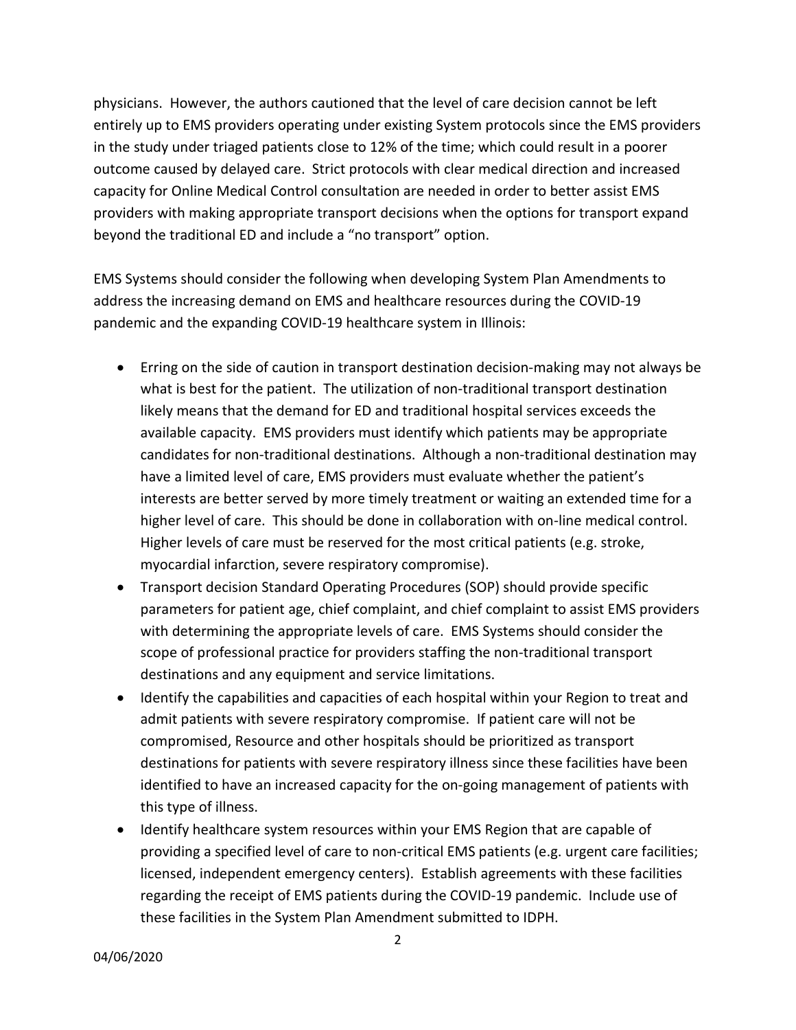physicians. However, the authors cautioned that the level of care decision cannot be left entirely up to EMS providers operating under existing System protocols since the EMS providers in the study under triaged patients close to 12% of the time; which could result in a poorer outcome caused by delayed care. Strict protocols with clear medical direction and increased capacity for Online Medical Control consultation are needed in order to better assist EMS providers with making appropriate transport decisions when the options for transport expand beyond the traditional ED and include a "no transport" option.

EMS Systems should consider the following when developing System Plan Amendments to address the increasing demand on EMS and healthcare resources during the COVID-19 pandemic and the expanding COVID-19 healthcare system in Illinois:

- Erring on the side of caution in transport destination decision-making may not always be what is best for the patient. The utilization of non-traditional transport destination likely means that the demand for ED and traditional hospital services exceeds the available capacity. EMS providers must identify which patients may be appropriate candidates for non-traditional destinations. Although a non-traditional destination may have a limited level of care, EMS providers must evaluate whether the patient's interests are better served by more timely treatment or waiting an extended time for a higher level of care. This should be done in collaboration with on-line medical control. Higher levels of care must be reserved for the most critical patients (e.g. stroke, myocardial infarction, severe respiratory compromise).
- Transport decision Standard Operating Procedures (SOP) should provide specific parameters for patient age, chief complaint, and chief complaint to assist EMS providers with determining the appropriate levels of care. EMS Systems should consider the scope of professional practice for providers staffing the non-traditional transport destinations and any equipment and service limitations.
- Identify the capabilities and capacities of each hospital within your Region to treat and admit patients with severe respiratory compromise. If patient care will not be compromised, Resource and other hospitals should be prioritized as transport destinations for patients with severe respiratory illness since these facilities have been identified to have an increased capacity for the on-going management of patients with this type of illness.
- Identify healthcare system resources within your EMS Region that are capable of providing a specified level of care to non-critical EMS patients (e.g. urgent care facilities; licensed, independent emergency centers). Establish agreements with these facilities regarding the receipt of EMS patients during the COVID-19 pandemic. Include use of these facilities in the System Plan Amendment submitted to IDPH.

04/06/2020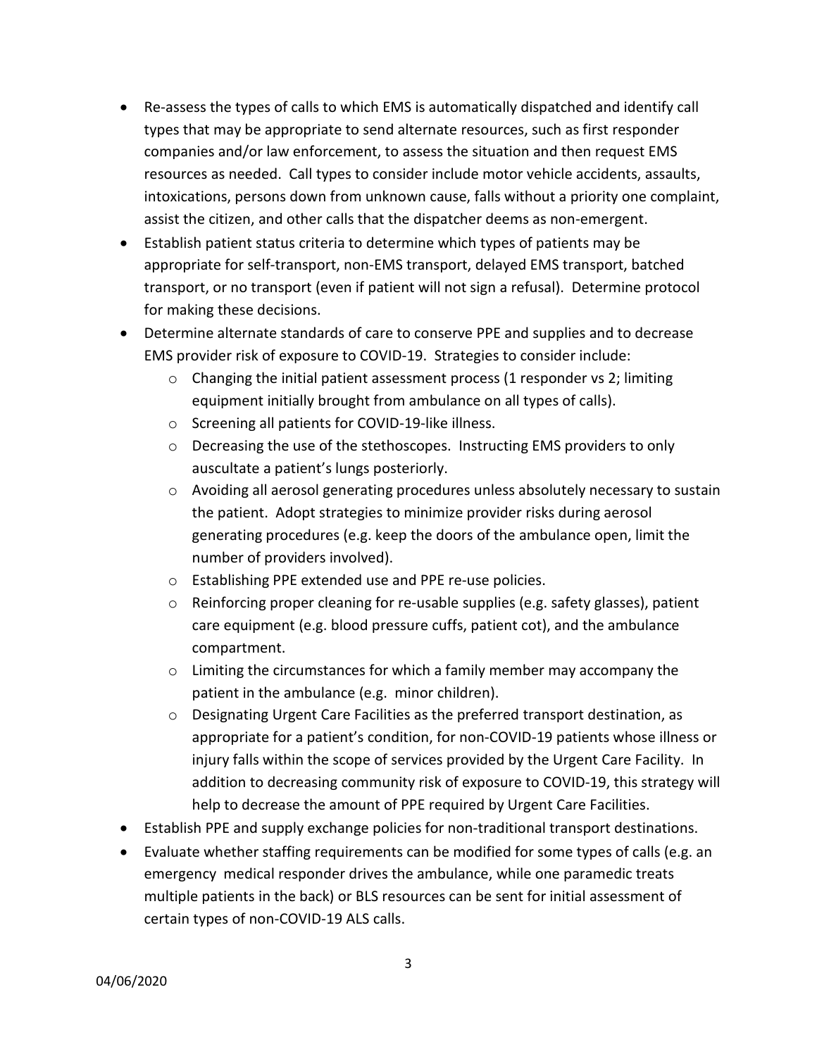- Re-assess the types of calls to which EMS is automatically dispatched and identify call types that may be appropriate to send alternate resources, such as first responder companies and/or law enforcement, to assess the situation and then request EMS resources as needed. Call types to consider include motor vehicle accidents, assaults, intoxications, persons down from unknown cause, falls without a priority one complaint, assist the citizen, and other calls that the dispatcher deems as non-emergent.
- Establish patient status criteria to determine which types of patients may be appropriate for self-transport, non-EMS transport, delayed EMS transport, batched transport, or no transport (even if patient will not sign a refusal). Determine protocol for making these decisions.
- Determine alternate standards of care to conserve PPE and supplies and to decrease EMS provider risk of exposure to COVID-19. Strategies to consider include:
  - Changing the initial patient assessment process (1 responder vs 2; limiting equipment initially brought from ambulance on all types of calls).
  - Screening all patients for COVID-19-like illness.
  - Decreasing the use of the stethoscopes. Instructing EMS providers to only auscultate a patient's lungs posteriorly.
  - Avoiding all aerosol generating procedures unless absolutely necessary to sustain the patient. Adopt strategies to minimize provider risks during aerosol generating procedures (e.g. keep the doors of the ambulance open, limit the number of providers involved).
  - Establishing PPE extended use and PPE re-use policies.
  - Reinforcing proper cleaning for re-usable supplies (e.g. safety glasses), patient care equipment (e.g. blood pressure cuffs, patient cot), and the ambulance compartment.
  - Limiting the circumstances for which a family member may accompany the patient in the ambulance (e.g. minor children).
  - Designating Urgent Care Facilities as the preferred transport destination, as appropriate for a patient's condition, for non-COVID-19 patients whose illness or injury falls within the scope of services provided by the Urgent Care Facility. In addition to decreasing community risk of exposure to COVID-19, this strategy will help to decrease the amount of PPE required by Urgent Care Facilities.
- Establish PPE and supply exchange policies for non-traditional transport destinations.
- Evaluate whether staffing requirements can be modified for some types of calls (e.g. an emergency medical responder drives the ambulance, while one paramedic treats multiple patients in the back) or BLS resources can be sent for initial assessment of certain types of non-COVID-19 ALS calls.

04/06/2020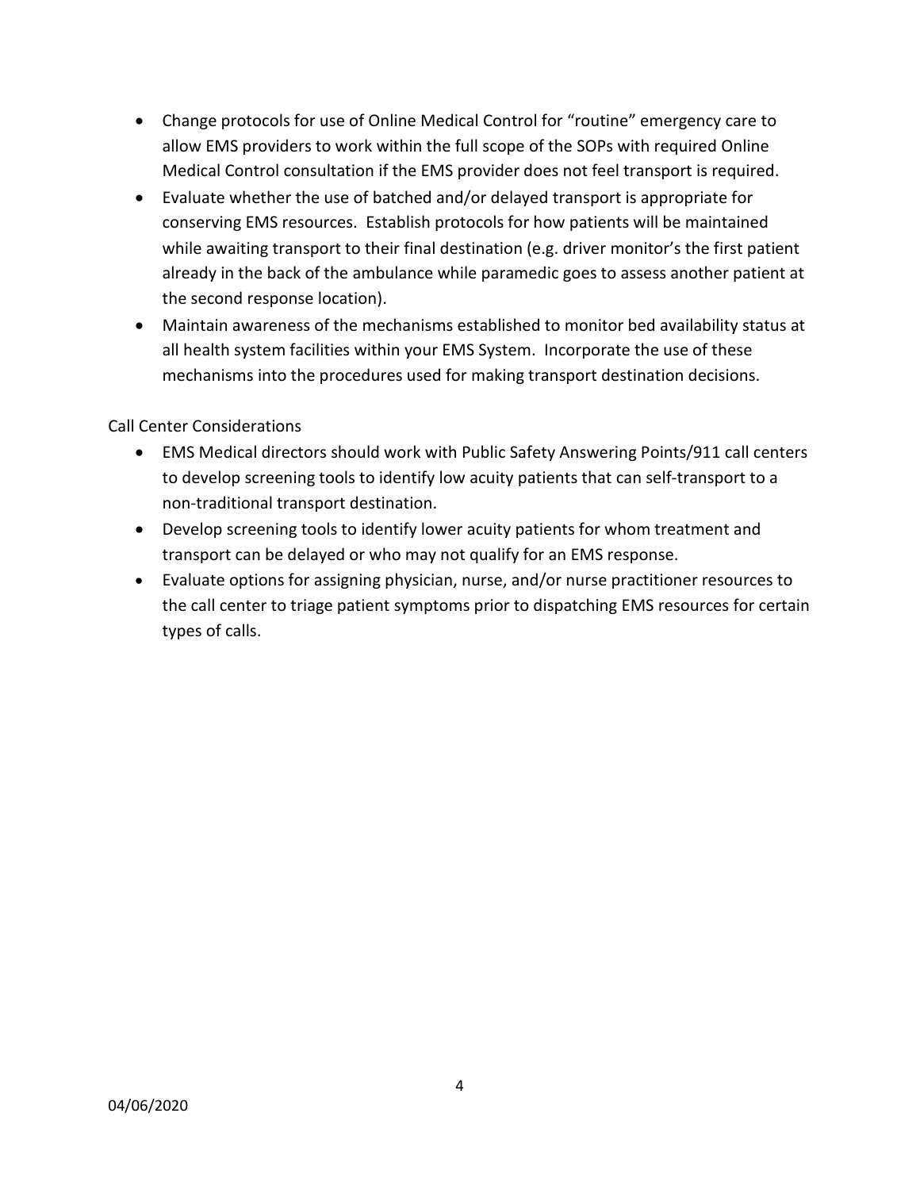- Change protocols for use of Online Medical Control for "routine" emergency care to allow EMS providers to work within the full scope of the SOPs with required Online Medical Control consultation if the EMS provider does not feel transport is required.
- Evaluate whether the use of batched and/or delayed transport is appropriate for conserving EMS resources. Establish protocols for how patients will be maintained while awaiting transport to their final destination (e.g. driver monitor's the first patient already in the back of the ambulance while paramedic goes to assess another patient at the second response location).
- Maintain awareness of the mechanisms established to monitor bed availability status at all health system facilities within your EMS System. Incorporate the use of these mechanisms into the procedures used for making transport destination decisions.

Call Center Considerations

- EMS Medical directors should work with Public Safety Answering Points/911 call centers to develop screening tools to identify low acuity patients that can self-transport to a non-traditional transport destination.
- Develop screening tools to identify lower acuity patients for whom treatment and transport can be delayed or who may not qualify for an EMS response.
- Evaluate options for assigning physician, nurse, and/or nurse practitioner resources to the call center to triage patient symptoms prior to dispatching EMS resources for certain types of calls.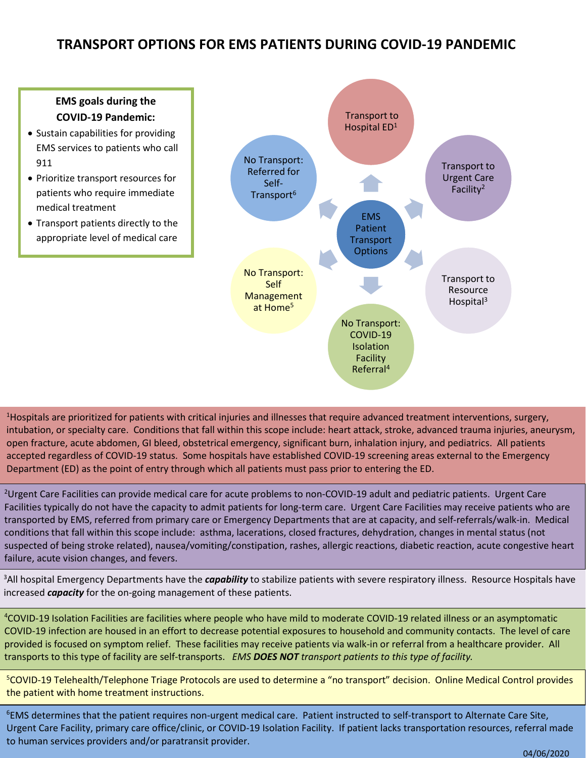# TRANSPORT OPTIONS FOR EMS PATIENTS DURING COVID-19 PANDEMIC

**EMS goals during the COVID-19 Pandemic:**

- Sustain capabilities for providing EMS services to patients who call 911
- Prioritize transport resources for patients who require immediate medical treatment
- Transport patients directly to the appropriate level of medical care

**EMS Patient Transport Options**

- Transport to Hospital ED[1]
- Transport to Urgent Care Facility[2]
- Transport to Resource Hospital[3]
- No Transport: COVID-19 Isolation Facility Referral[4]
- No Transport: Self Management at Home[5]
- No Transport: Referred for Self-Transport[6]

[1]Hospitals are prioritized for patients with critical injuries and illnesses that require advanced treatment interventions, surgery, intubation, or specialty care. Conditions that fall within this scope include: heart attack, stroke, advanced trauma injuries, aneurysm, open fracture, acute abdomen, GI bleed, obstetrical emergency, significant burn, inhalation injury, and pediatrics. All patients accepted regardless of COVID-19 status. Some hospitals have established COVID-19 screening areas external to the Emergency Department (ED) as the point of entry through which all patients must pass prior to entering the ED.

[2]Urgent Care Facilities can provide medical care for acute problems to non-COVID-19 adult and pediatric patients. Urgent Care Facilities typically do not have the capacity to admit patients for long-term care. Urgent Care Facilities may receive patients who are transported by EMS, referred from primary care or Emergency Departments that are at capacity, and self-referrals/walk-in. Medical conditions that fall within this scope include: asthma, lacerations, closed fractures, dehydration, changes in mental status (not suspected of being stroke related), nausea/vomiting/constipation, rashes, allergic reactions, diabetic reaction, acute congestive heart failure, acute vision changes, and fevers.

[3]All hospital Emergency Departments have the ***capability*** to stabilize patients with severe respiratory illness. Resource Hospitals have increased ***capacity*** for the on-going management of these patients.

[4]COVID-19 Isolation Facilities are facilities where people who have mild to moderate COVID-19 related illness or an asymptomatic COVID-19 infection are housed in an effort to decrease potential exposures to household and community contacts. The level of care provided is focused on symptom relief. These facilities may receive patients via walk-in or referral from a healthcare provider. All transports to this type of facility are self-transports. *EMS **DOES NOT** transport patients to this type of facility.*

[5]COVID-19 Telehealth/Telephone Triage Protocols are used to determine a "no transport" decision. Online Medical Control provides the patient with home treatment instructions.

[6]EMS determines that the patient requires non-urgent medical care. Patient instructed to self-transport to Alternate Care Site, Urgent Care Facility, primary care office/clinic, or COVID-19 Isolation Facility. If patient lacks transportation resources, referral made to human services providers and/or paratransit provider.

04/06/2020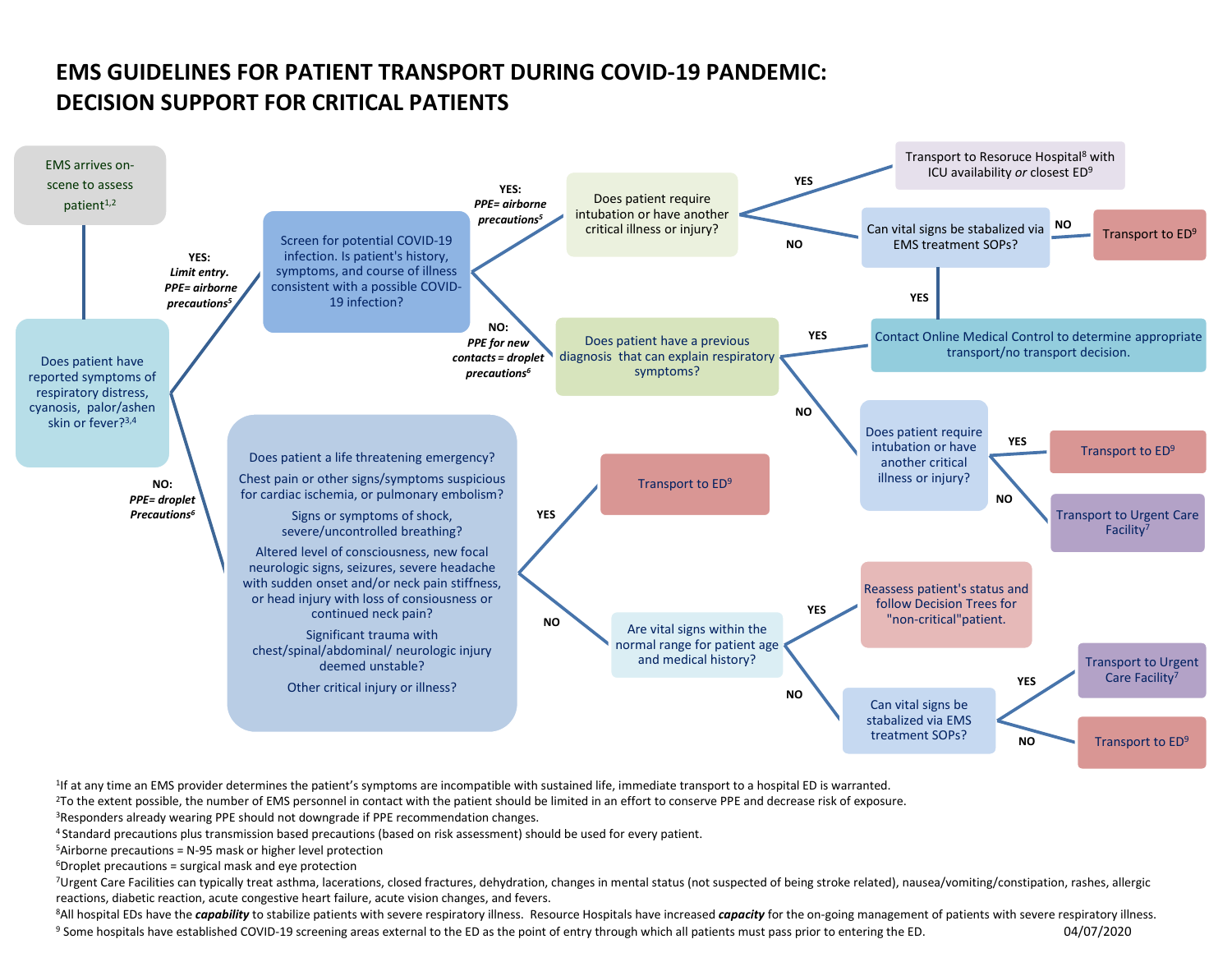# EMS GUIDELINES FOR PATIENT TRANSPORT DURING COVID-19 PANDEMIC: DECISION SUPPORT FOR CRITICAL PATIENTS

EMS arrives on-scene to assess patient[1,2]

Does patient have reported symptoms of respiratory distress, cyanosis, palor/ashen skin or fever?[3,4]

- **YES:** *Limit entry. PPE= airborne precautions[5]* → Screen for potential COVID-19 infection. Is patient's history, symptoms, and course of illness consistent with a possible COVID-19 infection?
  - **YES:** *PPE= airborne precautions[5]* → Does patient require intubation or have another critical illness or injury?
    - **YES** → Transport to Resoruce Hospital[8] with ICU availability *or* closest ED[9]
    - **NO** → Can vital signs be stabalized via EMS treatment SOPs?
      - **NO** → Transport to ED[9]
      - **YES** → Contact Online Medical Control to determine appropriate transport/no transport decision.
  - **NO:** *PPE for new contacts = droplet precautions[6]* → Does patient have a previous diagnosis that can explain respiratory symptoms?
    - **YES** → Contact Online Medical Control to determine appropriate transport/no transport decision.
    - **NO** → Does patient require intubation or have another critical illness or injury?
      - **YES** → Transport to ED[9]
      - **NO** → Transport to Urgent Care Facility[7]
- **NO:** *PPE= droplet Precautions[6]* →
  Does patient a life threatening emergency?
  Chest pain or other signs/symptoms suspicious for cardiac ischemia, or pulmonary embolism?
  Signs or symptoms of shock, severe/uncontrolled breathing?
  Altered level of consciousness, new focal neurologic signs, seizures, severe headache with sudden onset and/or neck pain stiffness, or head injury with loss of consiousness or continued neck pain?
  Significant trauma with chest/spinal/abdominal/ neurologic injury deemed unstable?
  Other critical injury or illness?
  - **YES** → Transport to ED[9]
  - **NO** → Are vital signs within the normal range for patient age and medical history?
    - **YES** → Reassess patient's status and follow Decision Trees for "non-critical"patient.
    - **NO** → Can vital signs be stabalized via EMS treatment SOPs?
      - **YES** → Transport to Urgent Care Facility[7]
      - **NO** → Transport to ED[9]

[1]If at any time an EMS provider determines the patient's symptoms are incompatible with sustained life, immediate transport to a hospital ED is warranted.
[2]To the extent possible, the number of EMS personnel in contact with the patient should be limited in an effort to conserve PPE and decrease risk of exposure.
[3]Responders already wearing PPE should not downgrade if PPE recommendation changes.
[4] Standard precautions plus transmission based precautions (based on risk assessment) should be used for every patient.
[5]Airborne precautions = N-95 mask or higher level protection
[6]Droplet precautions = surgical mask and eye protection
[7]Urgent Care Facilities can typically treat asthma, lacerations, closed fractures, dehydration, changes in mental status (not suspected of being stroke related), nausea/vomiting/constipation, rashes, allergic reactions, diabetic reaction, acute congestive heart failure, acute vision changes, and fevers.
[8]All hospital EDs have the ***capability*** to stabilize patients with severe respiratory illness. Resource Hospitals have increased ***capacity*** for the on-going management of patients with severe respiratory illness.
[9] Some hospitals have established COVID-19 screening areas external to the ED as the point of entry through which all patients must pass prior to entering the ED.

04/07/2020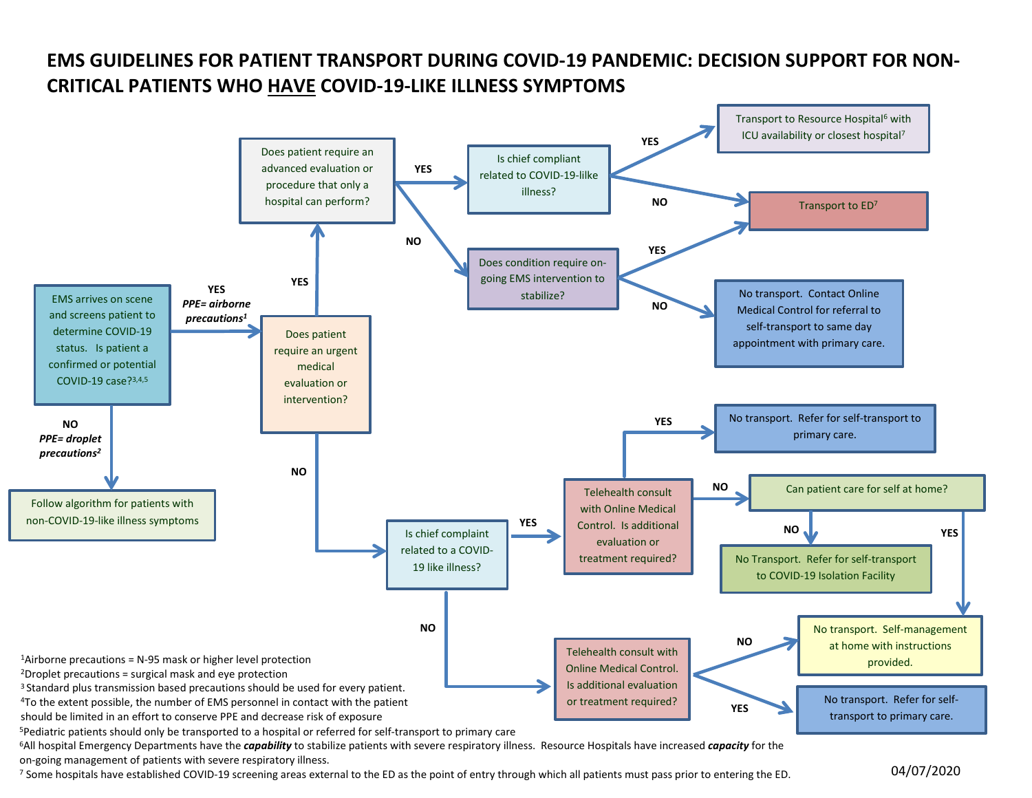# EMS GUIDELINES FOR PATIENT TRANSPORT DURING COVID-19 PANDEMIC: DECISION SUPPORT FOR NON-CRITICAL PATIENTS WHO HAVE COVID-19-LIKE ILLNESS SYMPTOMS

**EMS arrives on scene and screens patient to determine COVID-19 status. Is patient a confirmed or potential COVID-19 case?**[3,4,5]

- **NO** (*PPE= droplet precautions*[2]) → Follow algorithm for patients with non-COVID-19-like illness symptoms
- **YES** (*PPE= airborne precautions*[1]) → **Does patient require an urgent medical evaluation or intervention?**
  - **YES** → **Does patient require an advanced evaluation or procedure that only a hospital can perform?**
    - **YES** → **Is chief compliant related to COVID-19-lilke illness?**
      - **YES** → Transport to Resource Hospital[6] with ICU availability or closest hospital[7]
      - **NO** → Transport to ED[7]
    - **NO** → **Does condition require on-going EMS intervention to stabilize?**
      - **YES** → Transport to ED[7]
      - **NO** → No transport. Contact Online Medical Control for referral to self-transport to same day appointment with primary care.
  - **NO** → **Is chief complaint related to a COVID-19 like illness?**
    - **YES** → **Telehealth consult with Online Medical Control. Is additional evaluation or treatment required?**
      - **YES** → No transport. Refer for self-transport to primary care.
      - **NO** → **Can patient care for self at home?**
        - **NO** → No Transport. Refer for self-transport to COVID-19 Isolation Facility
        - **YES** → No transport. Self-management at home with instructions provided.
    - **NO** → **Telehealth consult with Online Medical Control. Is additional evaluation or treatment required?**
      - **NO** → No transport. Self-management at home with instructions provided.
      - **YES** → No transport. Refer for self-transport to primary care.

[1]Airborne precautions = N-95 mask or higher level protection

[2]Droplet precautions = surgical mask and eye protection

[3] Standard plus transmission based precautions should be used for every patient.

[4]To the extent possible, the number of EMS personnel in contact with the patient should be limited in an effort to conserve PPE and decrease risk of exposure

[5]Pediatric patients should only be transported to a hospital or referred for self-transport to primary care

[6]All hospital Emergency Departments have the ***capability*** to stabilize patients with severe respiratory illness. Resource Hospitals have increased ***capacity*** for the on-going management of patients with severe respiratory illness.

[7] Some hospitals have established COVID-19 screening areas external to the ED as the point of entry through which all patients must pass prior to entering the ED.

04/07/2020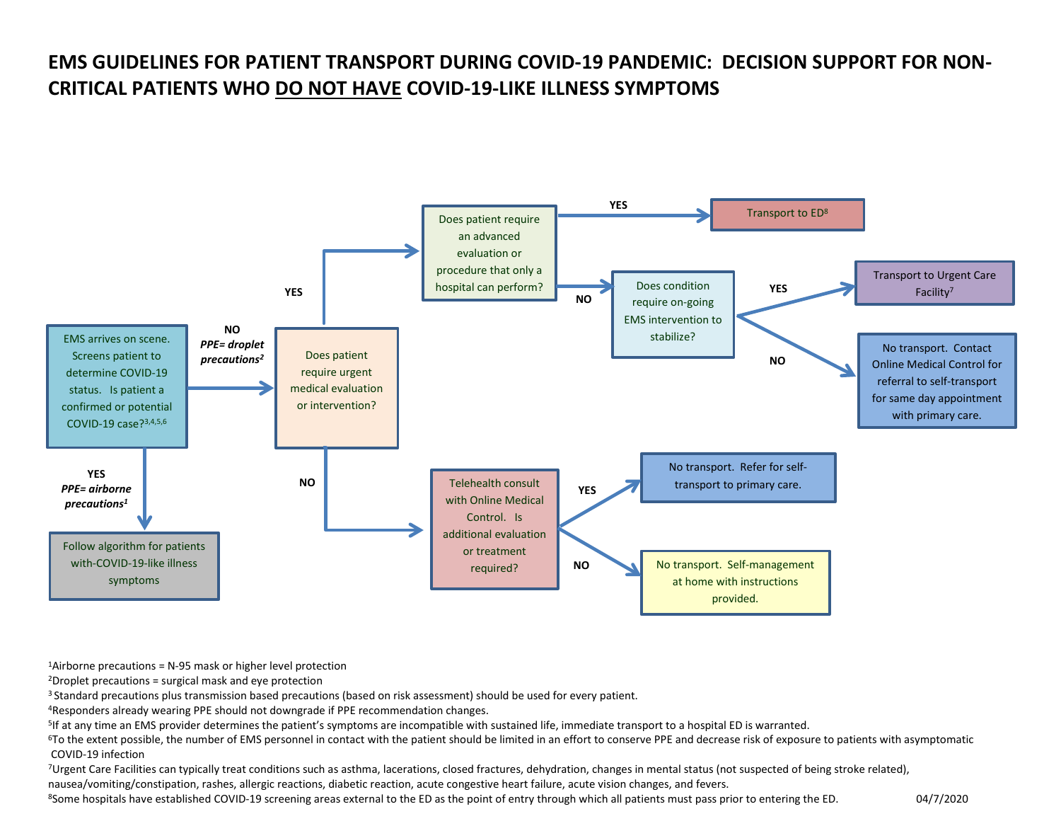# EMS GUIDELINES FOR PATIENT TRANSPORT DURING COVID-19 PANDEMIC: DECISION SUPPORT FOR NON-CRITICAL PATIENTS WHO DO NOT HAVE COVID-19-LIKE ILLNESS SYMPTOMS

EMS arrives on scene. Screens patient to determine COVID-19 status. Is patient a confirmed or potential COVID-19 case?[3,4,5,6]

YES
*PPE= airborne precautions[1]*

Follow algorithm for patients with-COVID-19-like illness symptoms

NO
*PPE= droplet precautions[2]*

Does patient require urgent medical evaluation or intervention?

YES

Does patient require an advanced evaluation or procedure that only a hospital can perform?

YES

Transport to ED[8]

NO

Does condition require on-going EMS intervention to stabilize?

YES

Transport to Urgent Care Facility[7]

NO

No transport. Contact Online Medical Control for referral to self-transport for same day appointment with primary care.

NO

Telehealth consult with Online Medical Control. Is additional evaluation or treatment required?

YES

No transport. Refer for self-transport to primary care.

NO

No transport. Self-management at home with instructions provided.

[1]Airborne precautions = N-95 mask or higher level protection
[2]Droplet precautions = surgical mask and eye protection
[3] Standard precautions plus transmission based precautions (based on risk assessment) should be used for every patient.
[4]Responders already wearing PPE should not downgrade if PPE recommendation changes.
[5]If at any time an EMS provider determines the patient's symptoms are incompatible with sustained life, immediate transport to a hospital ED is warranted.
[6]To the extent possible, the number of EMS personnel in contact with the patient should be limited in an effort to conserve PPE and decrease risk of exposure to patients with asymptomatic COVID-19 infection
[7]Urgent Care Facilities can typically treat conditions such as asthma, lacerations, closed fractures, dehydration, changes in mental status (not suspected of being stroke related), nausea/vomiting/constipation, rashes, allergic reactions, diabetic reaction, acute congestive heart failure, acute vision changes, and fevers.
[8]Some hospitals have established COVID-19 screening areas external to the ED as the point of entry through which all patients must pass prior to entering the ED.

04/7/2020